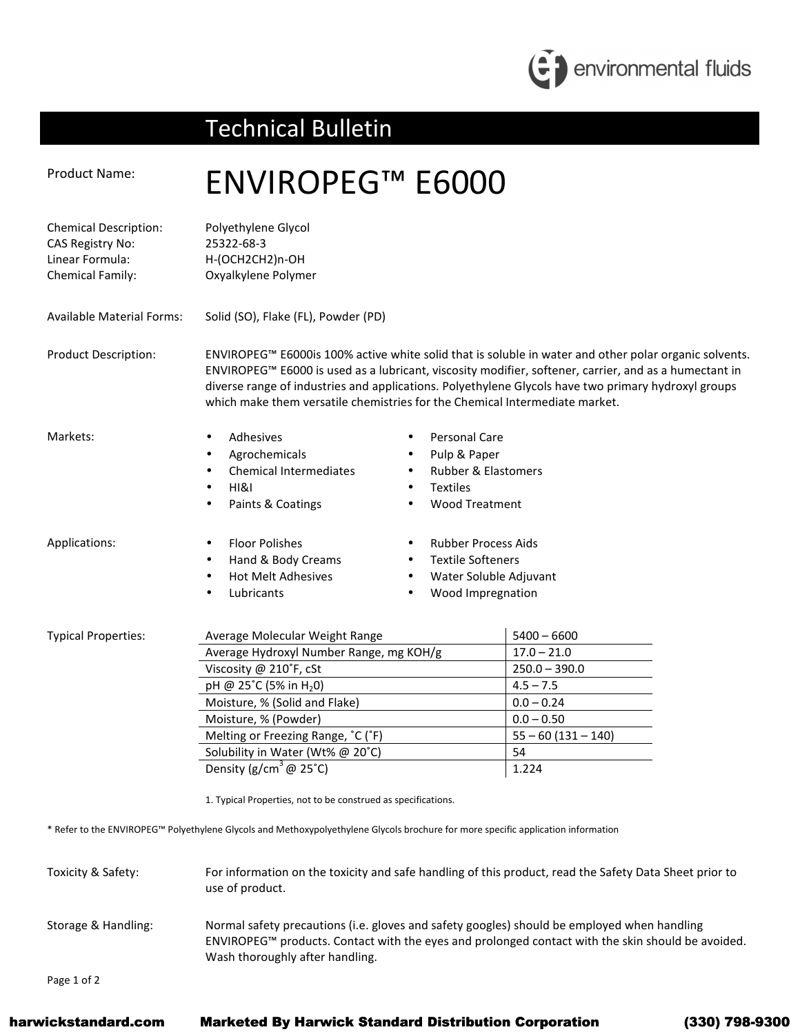## Technical Bulletin

**Product Name:** 

# ENVIROPEG™ E6000

**Chemical Description:** Polyethylene Glycol
**CAS Registry No:** 25322-68-3
**Linear Formula:** H-(OCH2CH2)n-OH
**Chemical Family:** Oxyalkylene Polymer

**Available Material Forms:** Solid (SO), Flake (FL), Powder (PD)

**Product Description:** ENVIROPEG™ E6000is 100% active white solid that is soluble in water and other polar organic solvents. ENVIROPEG™ E6000 is used as a lubricant, viscosity modifier, softener, carrier, and as a humectant in diverse range of industries and applications. Polyethylene Glycols have two primary hydroxyl groups which make them versatile chemistries for the Chemical Intermediate market.

**Markets:**

- Adhesives
- Agrochemicals
- Chemical Intermediates
- HI&I
- Paints & Coatings
- Personal Care
- Pulp & Paper
- Rubber & Elastomers
- Textiles
- Wood Treatment

**Applications:**

- Floor Polishes
- Hand & Body Creams
- Hot Melt Adhesives
- Lubricants
- Rubber Process Aids
- Textile Softeners
- Water Soluble Adjuvant
- Wood Impregnation

**Typical Properties:**

| Property | Value |
|---|---|
| Average Molecular Weight Range | 5400 – 6600 |
| Average Hydroxyl Number Range, mg KOH/g | 17.0 – 21.0 |
| Viscosity @ 210˚F, cSt | 250.0 – 390.0 |
| pH @ 25˚C (5% in $H_20$) | 4.5 – 7.5 |
| Moisture, % (Solid and Flake) | 0.0 – 0.24 |
| Moisture, % (Powder) | 0.0 – 0.50 |
| Melting or Freezing Range, ˚C (˚F) | 55 – 60 (131 – 140) |
| Solubility in Water (Wt% @ 20˚C) | 54 |
| Density (g/cm$^3$ @ 25˚C) | 1.224 |

1. Typical Properties, not to be construed as specifications.

* Refer to the ENVIROPEG™ Polyethylene Glycols and Methoxypolyethylene Glycols brochure for more specific application information

**Toxicity & Safety:** For information on the toxicity and safe handling of this product, read the Safety Data Sheet prior to use of product.

**Storage & Handling:** Normal safety precautions (i.e. gloves and safety googles) should be employed when handling ENVIROPEG™ products. Contact with the eyes and prolonged contact with the skin should be avoided. Wash thoroughly after handling.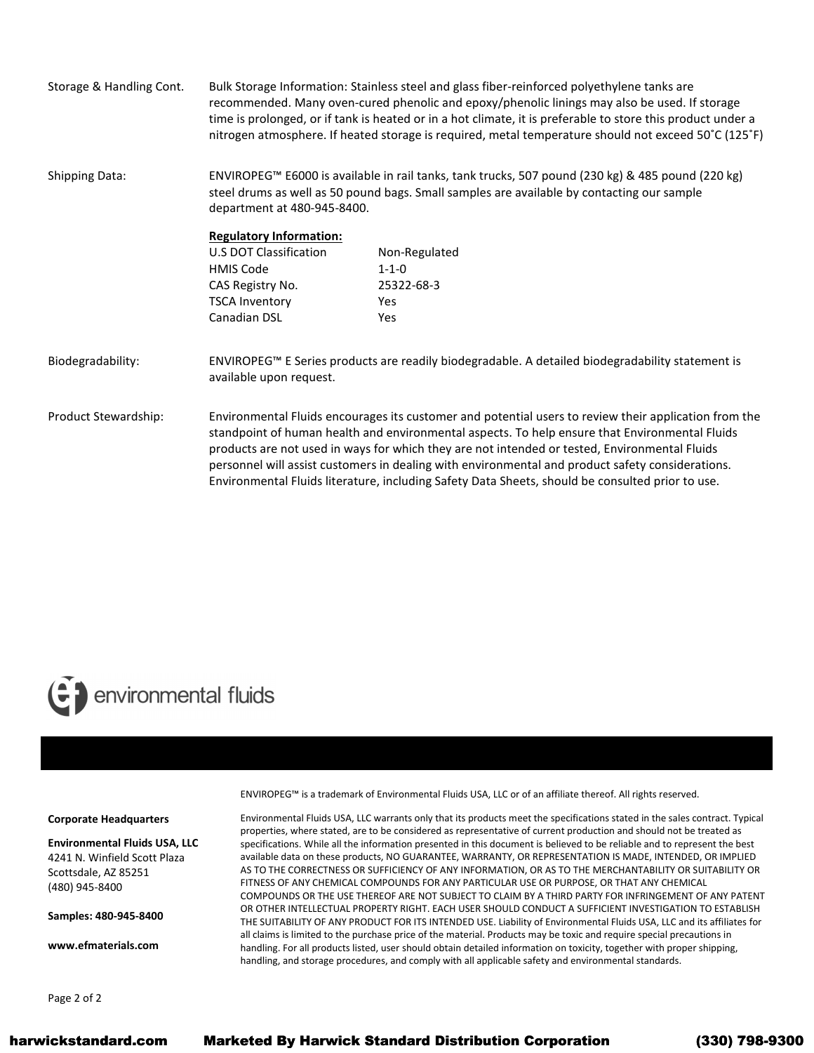**Storage & Handling Cont.**

Bulk Storage Information: Stainless steel and glass fiber-reinforced polyethylene tanks are recommended. Many oven-cured phenolic and epoxy/phenolic linings may also be used. If storage time is prolonged, or if tank is heated or in a hot climate, it is preferable to store this product under a nitrogen atmosphere. If heated storage is required, metal temperature should not exceed 50˚C (125˚F)

**Shipping Data:**

ENVIROPEG™ E6000 is available in rail tanks, tank trucks, 507 pound (230 kg) & 485 pound (220 kg) steel drums as well as 50 pound bags. Small samples are available by contacting our sample department at 480-945-8400.

**Regulatory Information:**

| | |
|---|---|
| U.S DOT Classification | Non-Regulated |
| HMIS Code | 1-1-0 |
| CAS Registry No. | 25322-68-3 |
| TSCA Inventory | Yes |
| Canadian DSL | Yes |

**Biodegradability:**

ENVIROPEG™ E Series products are readily biodegradable. A detailed biodegradability statement is available upon request.

**Product Stewardship:**

Environmental Fluids encourages its customer and potential users to review their application from the standpoint of human health and environmental aspects. To help ensure that Environmental Fluids products are not used in ways for which they are not intended or tested, Environmental Fluids personnel will assist customers in dealing with environmental and product safety considerations. Environmental Fluids literature, including Safety Data Sheets, should be consulted prior to use.

environmental fluids

**Corporate Headquarters**

**Environmental Fluids USA, LLC**
4241 N. Winfield Scott Plaza
Scottsdale, AZ 85251
(480) 945-8400

**Samples: 480-945-8400**

**www.efmaterials.com**

ENVIROPEG™ is a trademark of Environmental Fluids USA, LLC or of an affiliate thereof. All rights reserved.

Environmental Fluids USA, LLC warrants only that its products meet the specifications stated in the sales contract. Typical properties, where stated, are to be considered as representative of current production and should not be treated as specifications. While all the information presented in this document is believed to be reliable and to represent the best available data on these products, NO GUARANTEE, WARRANTY, OR REPRESENTATION IS MADE, INTENDED, OR IMPLIED AS TO THE CORRECTNESS OR SUFFICIENCY OF ANY INFORMATION, OR AS TO THE MERCHANTABILITY OR SUITABILITY OR FITNESS OF ANY CHEMICAL COMPOUNDS FOR ANY PARTICULAR USE OR PURPOSE, OR THAT ANY CHEMICAL COMPOUNDS OR THE USE THEREOF ARE NOT SUBJECT TO CLAIM BY A THIRD PARTY FOR INFRINGEMENT OF ANY PATENT OR OTHER INTELLECTUAL PROPERTY RIGHT. EACH USER SHOULD CONDUCT A SUFFICIENT INVESTIGATION TO ESTABLISH THE SUITABILITY OF ANY PRODUCT FOR ITS INTENDED USE. Liability of Environmental Fluids USA, LLC and its affiliates for all claims is limited to the purchase price of the material. Products may be toxic and require special precautions in handling. For all products listed, user should obtain detailed information on toxicity, together with proper shipping, handling, and storage procedures, and comply with all applicable safety and environmental standards.

harwickstandard.com Marketed By Harwick Standard Distribution Corporation (330) 798-9300